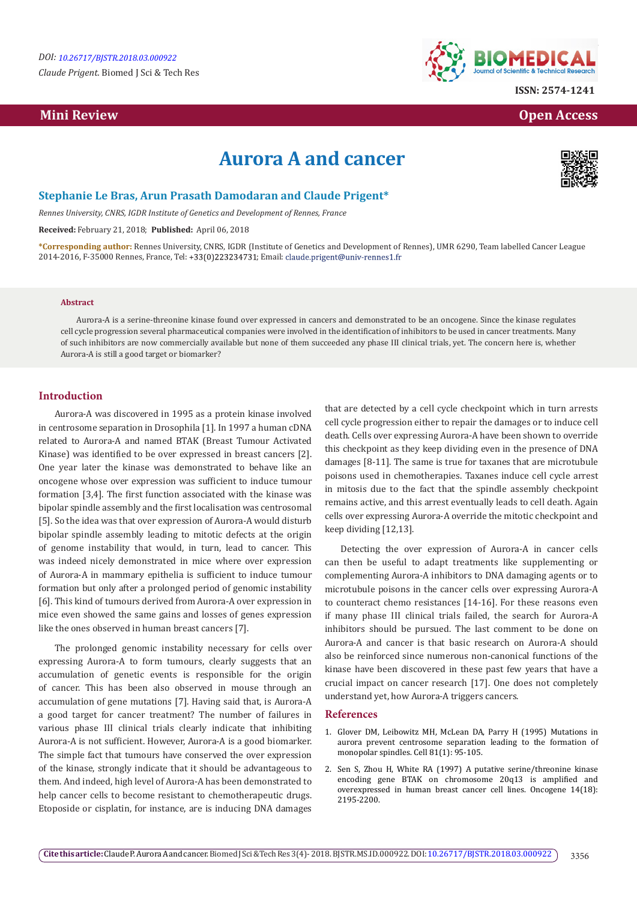Mini Review

Open Access

# Aurora A and cancer

**Stephanie Le Bras, Arun Prasath Damodaran and Claude Prigent***

*Rennes University, CNRS, IGDR Institute of Genetics and Development of Rennes, France*

**Received:** February 21, 2018; **Published:** April 06, 2018

***Corresponding author:** Rennes University, CNRS, IGDR (Institute of Genetics and Development of Rennes), UMR 6290, Team labelled Cancer League 2014-2016, F-35000 Rennes, France, Tel: +33(0)223234731; Email: claude.prigent@univ-rennes1.fr

### Abstract

Aurora-A is a serine-threonine kinase found over expressed in cancers and demonstrated to be an oncogene. Since the kinase regulates cell cycle progression several pharmaceutical companies were involved in the identification of inhibitors to be used in cancer treatments. Many of such inhibitors are now commercially available but none of them succeeded any phase III clinical trials, yet. The concern here is, whether Aurora-A is still a good target or biomarker?

## Introduction

Aurora-A was discovered in 1995 as a protein kinase involved in centrosome separation in Drosophila [1]. In 1997 a human cDNA related to Aurora-A and named BTAK (Breast Tumour Activated Kinase) was identified to be over expressed in breast cancers [2]. One year later the kinase was demonstrated to behave like an oncogene whose over expression was sufficient to induce tumour formation [3,4]. The first function associated with the kinase was bipolar spindle assembly and the first localisation was centrosomal [5]. So the idea was that over expression of Aurora-A would disturb bipolar spindle assembly leading to mitotic defects at the origin of genome instability that would, in turn, lead to cancer. This was indeed nicely demonstrated in mice where over expression of Aurora-A in mammary epithelia is sufficient to induce tumour formation but only after a prolonged period of genomic instability [6]. This kind of tumours derived from Aurora-A over expression in mice even showed the same gains and losses of genes expression like the ones observed in human breast cancers [7].

The prolonged genomic instability necessary for cells over expressing Aurora-A to form tumours, clearly suggests that an accumulation of genetic events is responsible for the origin of cancer. This has been also observed in mouse through an accumulation of gene mutations [7]. Having said that, is Aurora-A a good target for cancer treatment? The number of failures in various phase III clinical trials clearly indicate that inhibiting Aurora-A is not sufficient. However, Aurora-A is a good biomarker. The simple fact that tumours have conserved the over expression of the kinase, strongly indicate that it should be advantageous to them. And indeed, high level of Aurora-A has been demonstrated to help cancer cells to become resistant to chemotherapeutic drugs. Etoposide or cisplatin, for instance, are is inducing DNA damages that are detected by a cell cycle checkpoint which in turn arrests cell cycle progression either to repair the damages or to induce cell death. Cells over expressing Aurora-A have been shown to override this checkpoint as they keep dividing even in the presence of DNA damages [8-11]. The same is true for taxanes that are microtubule poisons used in chemotherapies. Taxanes induce cell cycle arrest in mitosis due to the fact that the spindle assembly checkpoint remains active, and this arrest eventually leads to cell death. Again cells over expressing Aurora-A override the mitotic checkpoint and keep dividing [12,13].

Detecting the over expression of Aurora-A in cancer cells can then be useful to adapt treatments like supplementing or complementing Aurora-A inhibitors to DNA damaging agents or to microtubule poisons in the cancer cells over expressing Aurora-A to counteract chemo resistances [14-16]. For these reasons even if many phase III clinical trials failed, the search for Aurora-A inhibitors should be pursued. The last comment to be done on Aurora-A and cancer is that basic research on Aurora-A should also be reinforced since numerous non-canonical functions of the kinase have been discovered in these past few years that have a crucial impact on cancer research [17]. One does not completely understand yet, how Aurora-A triggers cancers.

## References

1. Glover DM, Leibowitz MH, McLean DA, Parry H (1995) Mutations in aurora prevent centrosome separation leading to the formation of monopolar spindles. Cell 81(1): 95-105.
2. Sen S, Zhou H, White RA (1997) A putative serine/threonine kinase encoding gene BTAK on chromosome 20q13 is amplified and overexpressed in human breast cancer cell lines. Oncogene 14(18): 2195-2200.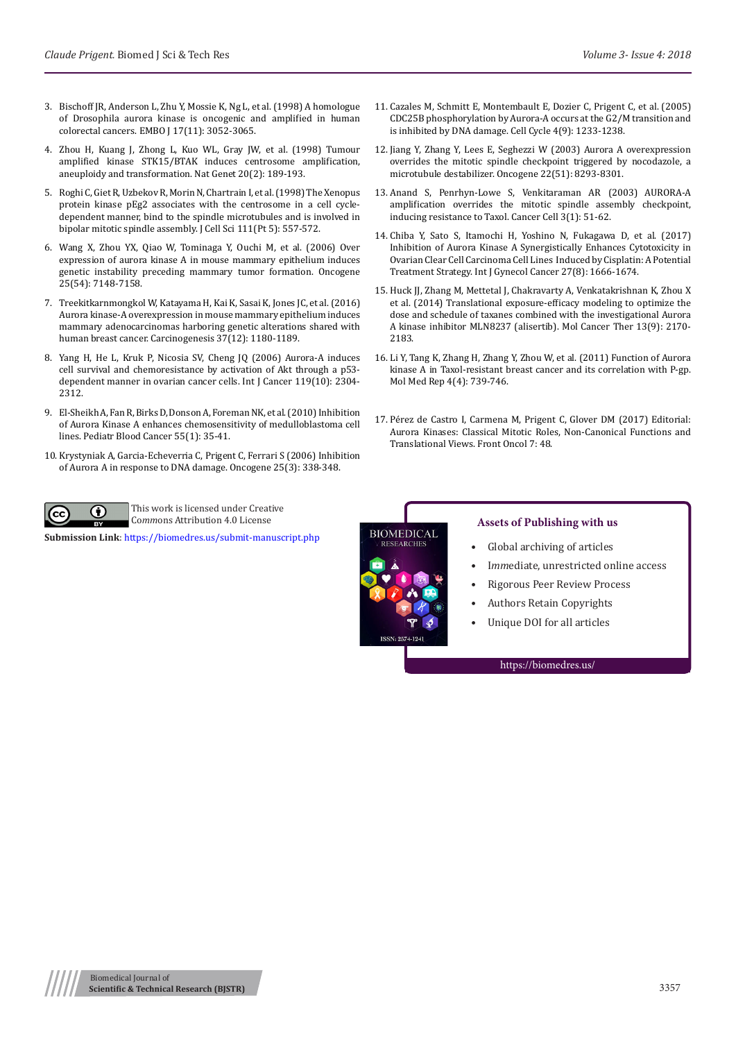3. Bischoff JR, Anderson L, Zhu Y, Mossie K, Ng L, et al. (1998) A homologue of Drosophila aurora kinase is oncogenic and amplified in human colorectal cancers. EMBO J 17(11): 3052-3065.

4. Zhou H, Kuang J, Zhong L, Kuo WL, Gray JW, et al. (1998) Tumour amplified kinase STK15/BTAK induces centrosome amplification, aneuploidy and transformation. Nat Genet 20(2): 189-193.

5. Roghi C, Giet R, Uzbekov R, Morin N, Chartrain I, et al. (1998) The Xenopus protein kinase pEg2 associates with the centrosome in a cell cycle-dependent manner, bind to the spindle microtubules and is involved in bipolar mitotic spindle assembly. J Cell Sci 111(Pt 5): 557-572.

6. Wang X, Zhou YX, Qiao W, Tominaga Y, Ouchi M, et al. (2006) Over expression of aurora kinase A in mouse mammary epithelium induces genetic instability preceding mammary tumor formation. Oncogene 25(54): 7148-7158.

7. Treekitkarnmongkol W, Katayama H, Kai K, Sasai K, Jones JC, et al. (2016) Aurora kinase-A overexpression in mouse mammary epithelium induces mammary adenocarcinomas harboring genetic alterations shared with human breast cancer. Carcinogenesis 37(12): 1180-1189.

8. Yang H, He L, Kruk P, Nicosia SV, Cheng JQ (2006) Aurora-A induces cell survival and chemoresistance by activation of Akt through a p53-dependent manner in ovarian cancer cells. Int J Cancer 119(10): 2304-2312.

9. El-Sheikh A, Fan R, Birks D, Donson A, Foreman NK, et al. (2010) Inhibition of Aurora Kinase A enhances chemosensitivity of medulloblastoma cell lines. Pediatr Blood Cancer 55(1): 35-41.

10. Krystyniak A, Garcia-Echeverria C, Prigent C, Ferrari S (2006) Inhibition of Aurora A in response to DNA damage. Oncogene 25(3): 338-348.

11. Cazales M, Schmitt E, Montembault E, Dozier C, Prigent C, et al. (2005) CDC25B phosphorylation by Aurora-A occurs at the G2/M transition and is inhibited by DNA damage. Cell Cycle 4(9): 1233-1238.

12. Jiang Y, Zhang Y, Lees E, Seghezzi W (2003) Aurora A overexpression overrides the mitotic spindle checkpoint triggered by nocodazole, a microtubule destabilizer. Oncogene 22(51): 8293-8301.

13. Anand S, Penrhyn-Lowe S, Venkitaraman AR (2003) AURORA-A amplification overrides the mitotic spindle assembly checkpoint, inducing resistance to Taxol. Cancer Cell 3(1): 51-62.

14. Chiba Y, Sato S, Itamochi H, Yoshino N, Fukagawa D, et al. (2017) Inhibition of Aurora Kinase A Synergistically Enhances Cytotoxicity in Ovarian Clear Cell Carcinoma Cell Lines Induced by Cisplatin: A Potential Treatment Strategy. Int J Gynecol Cancer 27(8): 1666-1674.

15. Huck JJ, Zhang M, Mettetal J, Chakravarty A, Venkatakrishnan K, Zhou X et al. (2014) Translational exposure-efficacy modeling to optimize the dose and schedule of taxanes combined with the investigational Aurora A kinase inhibitor MLN8237 (alisertib). Mol Cancer Ther 13(9): 2170-2183.

16. Li Y, Tang K, Zhang H, Zhang Y, Zhou W, et al. (2011) Function of Aurora kinase A in Taxol-resistant breast cancer and its correlation with P-gp. Mol Med Rep 4(4): 739-746.

17. Pérez de Castro I, Carmena M, Prigent C, Glover DM (2017) Editorial: Aurora Kinases: Classical Mitotic Roles, Non-Canonical Functions and Translational Views. Front Oncol 7: 48.

This work is licensed under Creative Commons Attribution 4.0 License

**Submission Link**: https://biomedres.us/submit-manuscript.php

**Assets of Publishing with us**

- Global archiving of articles
- Immediate, unrestricted online access
- Rigorous Peer Review Process
- Authors Retain Copyrights
- Unique DOI for all articles

https://biomedres.us/